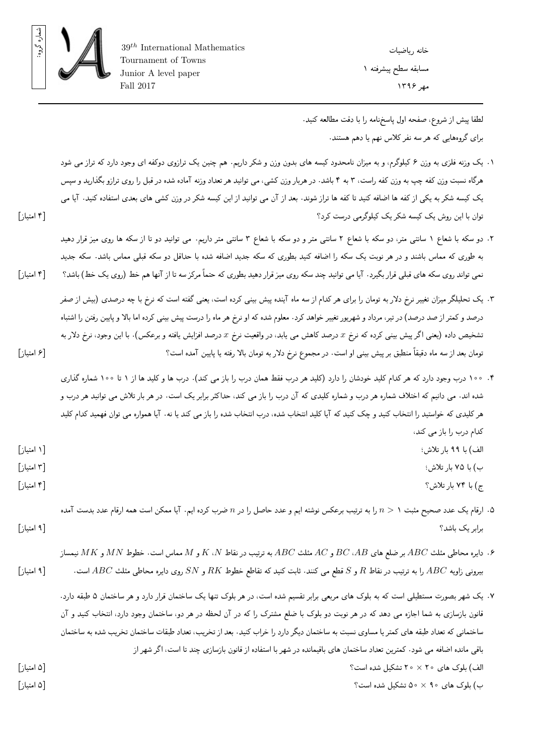شماره گروه:

$39^{th}$ International Mathematics
Tournament of Towns
Junior A level paper
Fall 2017

خانه ریاضیات
مسابقه سطح پیشرفته ۱
مهر ۱۳۹۶

---

لطفا پیش از شروع، صفحه اول پاسخ‌نامه را با دقت مطالعه کنید.

برای گروه‌هایی که هر سه نفر کلاس نهم یا دهم هستند.

۱. یک وزنه فلزی به وزن ۶ کیلوگرم، و به میزان نامحدود کیسه های بدون وزن و شکر داریم. هم چنین یک ترازوی دوکفه ای وجود دارد که تراز می شود هرگاه نسبت وزن کفه چپ به وزن کفه راست، ۳ به ۴ باشد. در هربار وزن کشی، می توانید هر تعداد وزنه آماده شده در قبل را روی ترازو بگذارید و سپس یک کیسه شکر به یکی از کفه ها اضافه کنید تا کفه ها تراز شوند. بعد از آن می توانید از این کیسه شکر در وزن کشی های بعدی استفاده کنید. آیا می توان با این روش یک کیسه شکر یک کیلوگرمی درست کرد؟ [۴ امتیاز]

۲. دو سکه با شعاع ۱ سانتی متر، دو سکه با شعاع ۲ سانتی متر و دو سکه با شعاع ۳ سانتی متر داریم. می توانید دو تا از سکه ها روی میز قرار دهید به طوری که مماس باشند و در هر نوبت یک سکه را اضافه کنید بطوری که سکه جدید اضافه شده با حداقل دو سکه قبلی مماس باشد. سکه جدید نمی تواند روی سکه های قبلی قرار بگیرد. آیا می توانید چند سکه روی میز قرار دهید بطوری که حتماً مرکز سه تا از آنها هم خط (روی یک خط) باشد؟ [۴ امتیاز]

۳. یک تحلیلگر میزان تغییر نرخ دلار به تومان را برای هر کدام از سه ماه آینده پیش بینی کرده است، یعنی گفته است که نرخ با چه درصدی (بیش از صفر درصد و کمتر از صد درصد) در تیر، مرداد و شهریور تغییر خواهد کرد. معلوم شده که او نرخ هر ماه را درست پیش بینی کرده اما بالا و پایین رفتن را اشتباه تشخیص داده (یعنی اگر پیش بینی کرده که نرخ $x$ درصد کاهش می یابد، در واقعیت نرخ $x$ درصد افزایش یافته و برعکس). با این وجود، نرخ دلار به تومان بعد از سه ماه دقیقاً منطبق بر پیش بینی او است. در مجموع نرخ دلار به تومان بالا رفته یا پایین آمده است؟ [۶ امتیاز]

۴. ۱۰۰ درب وجود دارد که هر کدام کلید خودشان را دارد (کلید هر درب فقط همان درب را باز می کند). درب ها و کلید ها از ۱ تا ۱۰۰ شماره گذاری شده اند. می دانیم که اختلاف شماره هر درب و شماره کلیدی که آن درب را باز می کند، حداکثر برابر یک است. در هر بار تلاش می توانید هر درب و هر کلیدی که خواستید را انتخاب کنید و چک کنید که آیا کلید انتخاب شده، درب انتخاب شده را باز می کند یا نه. آیا همواره می توان فهمید کدام کلید کدام درب را باز می کند،

الف) با ۹۹ بار تلاش؛ [۱ امتیاز]

ب) با ۷۵ بار تلاش؛ [۳ امتیاز]

ج) با ۷۴ بار تلاش؟ [۴ امتیاز]

۵. ارقام یک عدد صحیح مثبت $n > 1$ را به ترتیب برعکس نوشته ایم و عدد حاصل را در $n$ ضرب کرده ایم. آیا ممکن است همه ارقام عدد بدست آمده برابر یک باشد؟ [۹ امتیاز]

۶. دایره محاطی مثلث $ABC$ بر ضلع های $BC$ ،$AB$ و $AC$ مثلث $ABC$ به ترتیب در نقاط $K$ ،$N$ و $M$ مماس است. خطوط $MN$ و $MK$ نیمساز بیرونی زاویه $ABC$ را به ترتیب در نقاط $R$ و $S$ قطع می کنند. ثابت کنید که تقاطع خطوط $RK$ و $SN$ روی دایره محاطی مثلث $ABC$ است. [۹ امتیاز]

۷. یک شهر بصورت مستطیلی است که به بلوک های مربعی برابر تقسیم شده است، در هر بلوک تنها یک ساختمان قرار دارد و هر ساختمان ۵ طبقه دارد. قانون بازسازی به شما اجازه می دهد که در هر نوبت دو بلوک با ضلع مشترک را که در آن لحظه در هر دو، ساختمان وجود دارد، انتخاب کنید و آن ساختمانی که تعداد طبقه های کمتر یا مساوی نسبت به ساختمان دیگر دارد را خراب کنید. بعد از تخریب، تعداد طبقات ساختمان تخریب شده به ساختمان باقی مانده اضافه می شود. کمترین تعداد ساختمان های باقیمانده در شهر با استفاده از قانون بازسازی چند تا است، اگر شهر از

الف) بلوک های $20 \times 20$ تشکیل شده است؟ [۵ امتیاز]

ب) بلوک های $50 \times 90$ تشکیل شده است؟ [۵ امتیاز]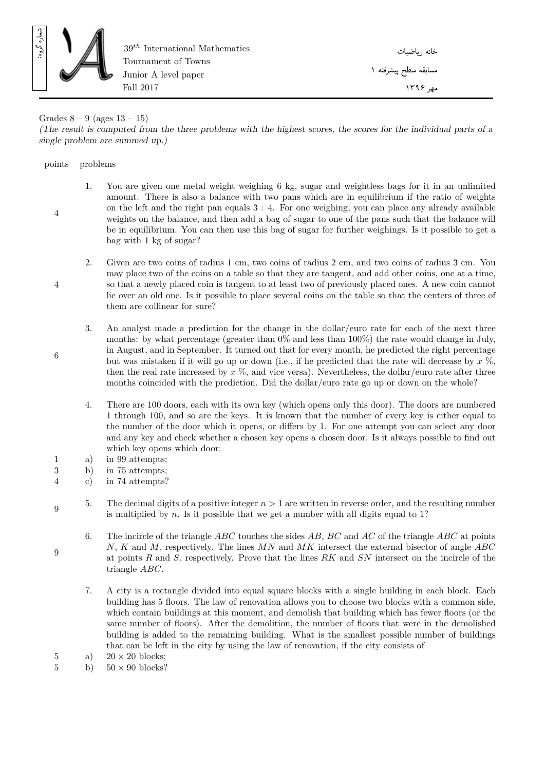39$^{th}$ International Mathematics Tournament of Towns
Junior A level paper
Fall 2017

خانه ریاضیات
مسابقه سطح پیشرفته ۱
مهر ۱۳۹۶

Grades 8 – 9 (ages 13 – 15)
*(The result is computed from the three problems with the highest scores, the scores for the individual parts of a single problem are summed up.)*

| points | problems |
|---|---|
| 4 | 1. You are given one metal weight weighing 6 kg, sugar and weightless bags for it in an unlimited amount. There is also a balance with two pans which are in equilibrium if the ratio of weights on the left and the right pan equals 3 : 4. For one weighing, you can place any already available weights on the balance, and then add a bag of sugar to one of the pans such that the balance will be in equilibrium. You can then use this bag of sugar for further weighings. Is it possible to get a bag with 1 kg of sugar? |
| 4 | 2. Given are two coins of radius 1 cm, two coins of radius 2 cm, and two coins of radius 3 cm. You may place two of the coins on a table so that they are tangent, and add other coins, one at a time, so that a newly placed coin is tangent to at least two of previously placed ones. A new coin cannot lie over an old one. Is it possible to place several coins on the table so that the centers of three of them are collinear for sure? |
| 6 | 3. An analyst made a prediction for the change in the dollar/euro rate for each of the next three months: by what percentage (greater than 0% and less than 100%) the rate would change in July, in August, and in September. It turned out that for every month, he predicted the right percentage but was mistaken if it will go up or down (i.e., if he predicted that the rate will decrease by $x$ %, then the real rate increased by $x$ %, and vice versa). Nevertheless, the dollar/euro rate after three months coincided with the prediction. Did the dollar/euro rate go up or down on the whole? |
| | 4. There are 100 doors, each with its own key (which opens only this door). The doors are numbered 1 through 100, and so are the keys. It is known that the number of every key is either equal to the number of the door which it opens, or differs by 1. For one attempt you can select any door and any key and check whether a chosen key opens a chosen door. Is it always possible to find out which key opens which door: |
| 1 | a) in 99 attempts; |
| 3 | b) in 75 attempts; |
| 4 | c) in 74 attempts? |
| 9 | 5. The decimal digits of a positive integer $n > 1$ are written in reverse order, and the resulting number is multiplied by $n$. Is it possible that we get a number with all digits equal to 1? |
| 9 | 6. The incircle of the triangle $ABC$ touches the sides $AB$, $BC$ and $AC$ of the triangle $ABC$ at points $N$, $K$ and $M$, respectively. The lines $MN$ and $MK$ intersect the external bisector of angle $ABC$ at points $R$ and $S$, respectively. Prove that the lines $RK$ and $SN$ intersect on the incircle of the triangle $ABC$. |
| | 7. A city is a rectangle divided into equal square blocks with a single building in each block. Each building has 5 floors. The law of renovation allows you to choose two blocks with a common side, which contain buildings at this moment, and demolish that building which has fewer floors (or the same number of floors). After the demolition, the number of floors that were in the demolished building is added to the remaining building. What is the smallest possible number of buildings that can be left in the city by using the law of renovation, if the city consists of |
| 5 | a) $20 \times 20$ blocks; |
| 5 | b) $50 \times 90$ blocks? |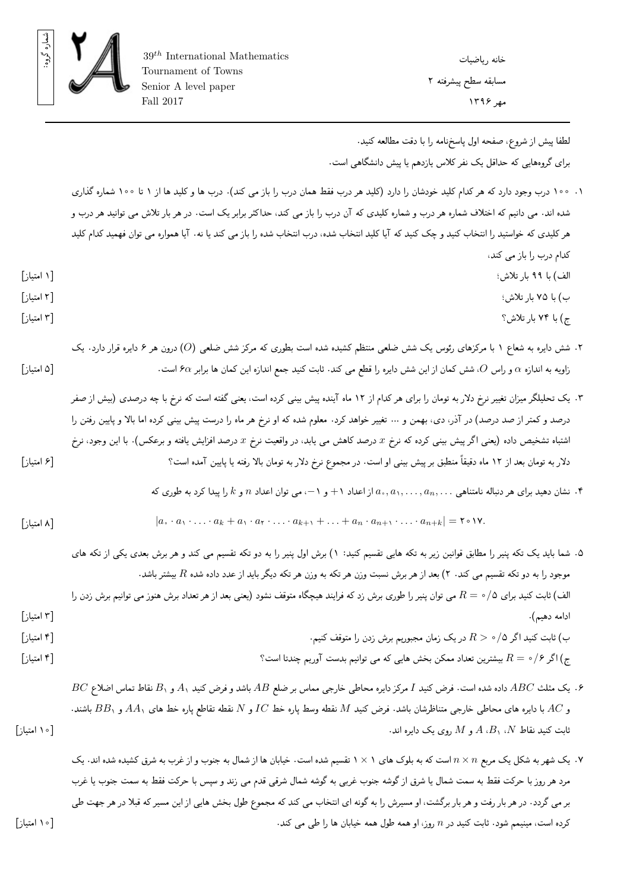شماره گروه:

39th International Mathematics Tournament of Towns
Senior A level paper
Fall 2017

خانه ریاضیات
مسابقه سطح پیشرفته ۲
مهر ۱۳۹۶

لطفا پیش از شروع، صفحه اول پاسخ‌نامه را با دقت مطالعه کنید.

برای گروه‌هایی که حداقل یک نفر کلاس یازدهم یا پیش دانشگاهی است.

۱. ۱۰۰ درب وجود دارد که هر کدام کلید خودشان را دارد (کلید هر درب فقط همان درب را باز می کند). درب ها و کلید ها از ۱ تا ۱۰۰ شماره گذاری شده اند. می دانیم که اختلاف شماره هر درب و شماره کلیدی که آن درب را باز می کند، حداکثر برابر یک است. در هر بار تلاش می توانید هر درب و هر کلیدی که خواستید را انتخاب کنید و چک کنید که آیا کلید انتخاب شده، درب انتخاب شده را باز می کند یا نه. آیا همواره می توان فهمید کدام کلید کدام درب را باز می کند،

الف) با ۹۹ بار تلاش؛ [۱ امتیاز]

ب) با ۷۵ بار تلاش؛ [۲ امتیاز]

ج) با ۷۴ بار تلاش؟ [۳ امتیاز]

۲. شش دایره به شعاع ۱ با مرکزهای رئوس یک شش ضلعی منتظم کشیده شده است بطوری که مرکز شش ضلعی ($O$) درون هر ۶ دایره قرار دارد. یک زاویه به اندازه $\alpha$ و راس $O$، شش کمان از این شش دایره را قطع می کند. ثابت کنید جمع اندازه این کمان ها برابر $6\alpha$ است. [۵ امتیاز]

۳. یک تحلیلگر میزان تغییر نرخ دلار به تومان را برای هر کدام از ۱۲ ماه آینده پیش بینی کرده است، یعنی گفته است که نرخ با چه درصدی (بیش از صفر درصد و کمتر از صد درصد) در آذر، دی، بهمن و ... تغییر خواهد کرد. معلوم شده که او نرخ هر ماه را درست پیش بینی کرده اما بالا و پایین رفتن را اشتباه تشخیص داده (یعنی اگر پیش بینی کرده که نرخ $x$ درصد کاهش می یابد، در واقعیت نرخ $x$ درصد افزایش یافته و برعکس). با این وجود، نرخ دلار به تومان بعد از ۱۲ ماه دقیقاً منطبق بر پیش بینی او است. در مجموع نرخ دلار به تومان بالا رفته یا پایین آمده است؟ [۶ امتیاز]

۴. نشان دهید برای هر دنباله نامتناهی $a_0, a_1, \ldots, a_n, \ldots$ از اعداد $+1$ و $-1$، می توان اعداد $n$ و $k$ را پیدا کرد به طوری که

$$|a_0 \cdot a_1 \cdot \ldots \cdot a_k + a_1 \cdot a_2 \cdot \ldots \cdot a_{k+1} + \ldots + a_n \cdot a_{n+1} \cdot \ldots \cdot a_{n+k}| = 2017.$$

[۸ امتیاز]

۵. شما باید یک تکه پنیر را مطابق قوانین زیر به تکه هایی تقسیم کنید: ۱) برش اول پنیر را به دو تکه تقسیم می کند و هر برش بعدی یکی از تکه های موجود را به دو تکه تقسیم می کند. ۲) بعد از هر برش نسبت وزن هر تکه به وزن هر تکه دیگر باید از عدد داده شده $R$ بیشتر باشد.

الف) ثابت کنید برای $R = 0/5$ می توان پنیر را طوری برش زد که فرایند هیچگاه متوقف نشود (یعنی بعد از هر تعداد برش هنوز می توانیم برش زدن را ادامه دهیم). [۳ امتیاز]

ب) ثابت کنید اگر $R > 0/5$ در یک زمان مجبوریم برش زدن را متوقف کنیم. [۴ امتیاز]

ج) اگر $R = 0/6$ بیشترین تعداد بخش هایی که می توانیم بدست آوریم چندتا است؟ [۴ امتیاز]

۶. یک مثلث $ABC$ داده شده است. فرض کنید $I$ مرکز دایره محاطی خارجی مماس بر ضلع $AB$ باشد و فرض کنید $A_1$ و $B_1$ نقاط تماس اضلاع $BC$ و $AC$ با دایره های محاطی خارجی متناظرشان باشد. فرض کنید $M$ نقطه وسط پاره خط $IC$ و $N$ نقطه تقاطع پاره خط های $AA_1$ و $BB_1$ باشند. ثابت کنید نقاط $N$، $B_1$، $A$ و $M$ روی یک دایره اند. [۱۰ امتیاز]

۷. یک شهر به شکل یک مربع $n \times n$ است که به بلوک های $1 \times 1$ تقسیم شده است. خیابان ها از شمال به جنوب و از غرب به شرق کشیده شده اند. یک مرد هر روز با حرکت فقط به سمت شمال یا شرق از گوشه جنوب غربی به گوشه شمال شرقی قدم می زند و سپس با حرکت فقط به سمت جنوب یا غرب بر می گردد. در هر بار رفت و هر بار برگشت، او مسیرش را به گونه ای انتخاب می کند که مجموع طول بخش هایی از این مسیر که قبلا در هر جهت طی کرده است، مینیمم شود. ثابت کنید در $n$ روز، او همه طول همه خیابان ها را طی می کند. [۱۰ امتیاز]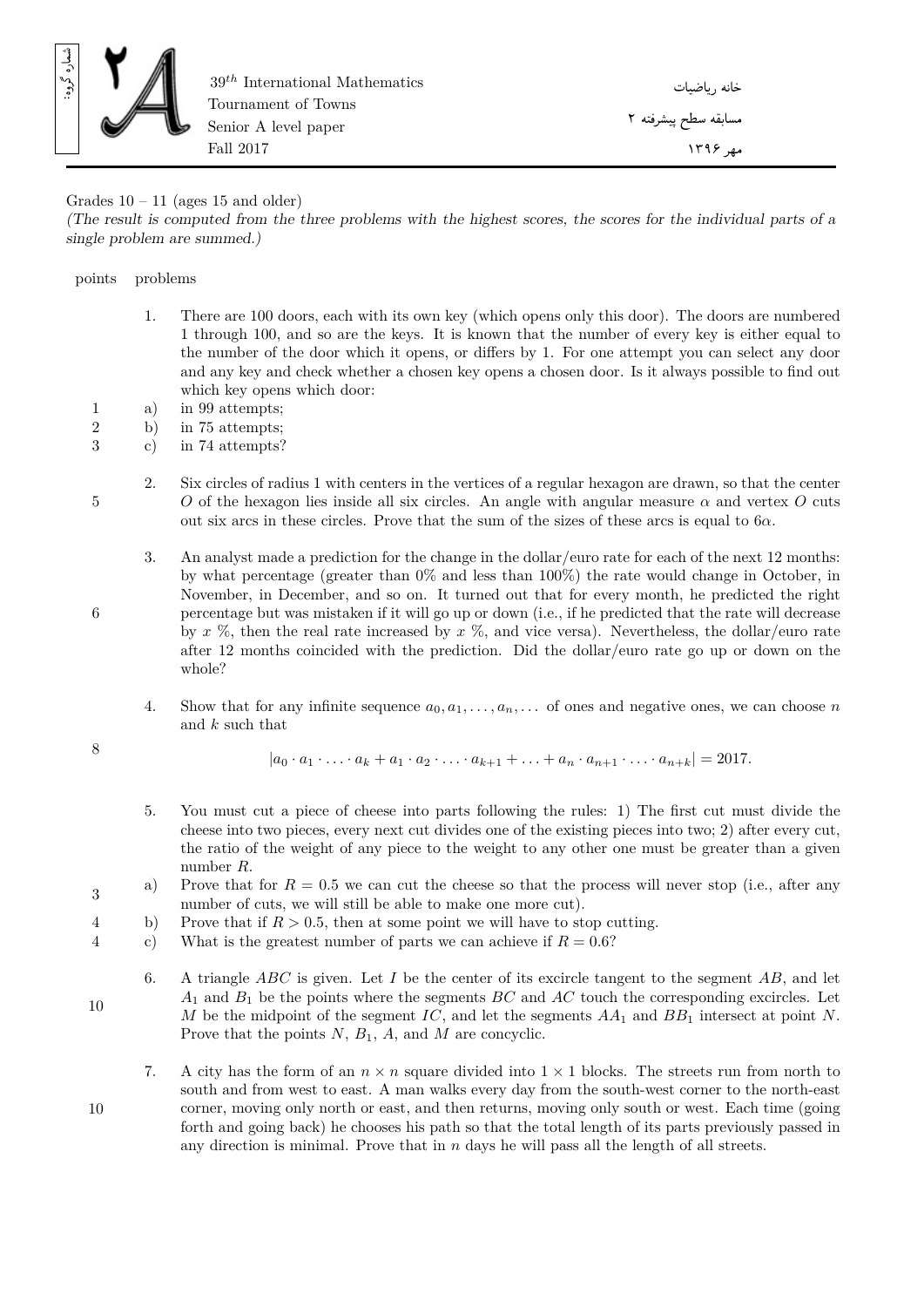شماره گروه:

۲A

39$^{th}$ International Mathematics
Tournament of Towns
Senior A level paper
Fall 2017

خانه ریاضیات
مسابقه سطح پیشرفته ۲
مهر ۱۳۹۶

Grades 10 – 11 (ages 15 and older)

*(The result is computed from the three problems with the highest scores, the scores for the individual parts of a single problem are summed.)*

| points | problems | |
|---|---|---|
| | 1. | There are 100 doors, each with its own key (which opens only this door). The doors are numbered 1 through 100, and so are the keys. It is known that the number of every key is either equal to the number of the door which it opens, or differs by 1. For one attempt you can select any door and any key and check whether a chosen key opens a chosen door. Is it always possible to find out which key opens which door: |
| 1 | a) | in 99 attempts; |
| 2 | b) | in 75 attempts; |
| 3 | c) | in 74 attempts? |
| 5 | 2. | Six circles of radius 1 with centers in the vertices of a regular hexagon are drawn, so that the center $O$ of the hexagon lies inside all six circles. An angle with angular measure $\alpha$ and vertex $O$ cuts out six arcs in these circles. Prove that the sum of the sizes of these arcs is equal to $6\alpha$. |
| 6 | 3. | An analyst made a prediction for the change in the dollar/euro rate for each of the next 12 months: by what percentage (greater than 0% and less than 100%) the rate would change in October, in November, in December, and so on. It turned out that for every month, he predicted the right percentage but was mistaken if it will go up or down (i.e., if he predicted that the rate will decrease by $x$ %, then the real rate increased by $x$ %, and vice versa). Nevertheless, the dollar/euro rate after 12 months coincided with the prediction. Did the dollar/euro rate go up or down on the whole? |
| 8 | 4. | Show that for any infinite sequence $a_0, a_1, \ldots, a_n, \ldots$ of ones and negative ones, we can choose $n$ and $k$ such that $$\lvert a_0 \cdot a_1 \cdot \ldots \cdot a_k + a_1 \cdot a_2 \cdot \ldots \cdot a_{k+1} + \ldots + a_n \cdot a_{n+1} \cdot \ldots \cdot a_{n+k} \rvert = 2017.$$ |
| | 5. | You must cut a piece of cheese into parts following the rules: 1) The first cut must divide the cheese into two pieces, every next cut divides one of the existing pieces into two; 2) after every cut, the ratio of the weight of any piece to the weight to any other one must be greater than a given number $R$. |
| 3 | a) | Prove that for $R = 0.5$ we can cut the cheese so that the process will never stop (i.e., after any number of cuts, we will still be able to make one more cut). |
| 4 | b) | Prove that if $R > 0.5$, then at some point we will have to stop cutting. |
| 4 | c) | What is the greatest number of parts we can achieve if $R = 0.6$? |
| 10 | 6. | A triangle $ABC$ is given. Let $I$ be the center of its excircle tangent to the segment $AB$, and let $A_1$ and $B_1$ be the points where the segments $BC$ and $AC$ touch the corresponding excircles. Let $M$ be the midpoint of the segment $IC$, and let the segments $AA_1$ and $BB_1$ intersect at point $N$. Prove that the points $N$, $B_1$, $A$, and $M$ are concyclic. |
| 10 | 7. | A city has the form of an $n \times n$ square divided into $1 \times 1$ blocks. The streets run from north to south and from west to east. A man walks every day from the south-west corner to the north-east corner, moving only north or east, and then returns, moving only south or west. Each time (going forth and going back) he chooses his path so that the total length of its parts previously passed in any direction is minimal. Prove that in $n$ days he will pass all the length of all streets. |